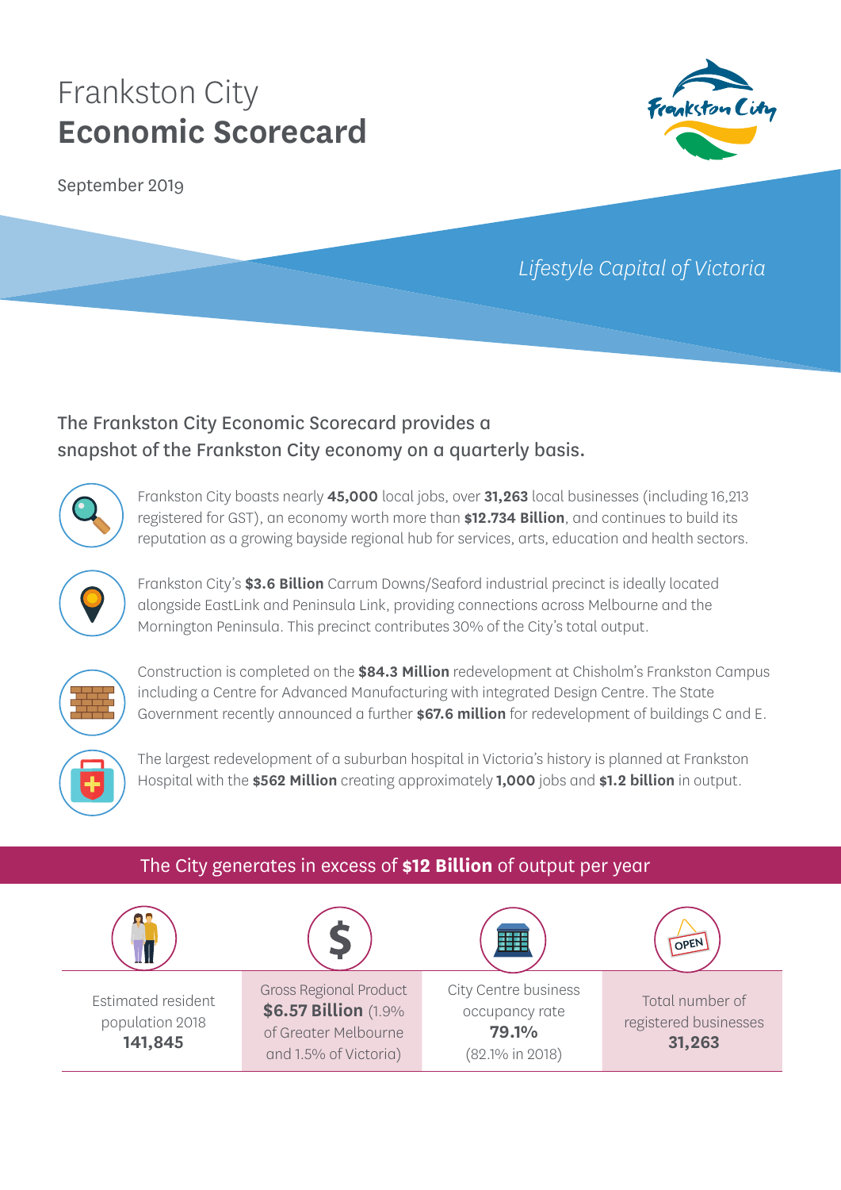# Frankston City
# **Economic Scorecard**

September 2019

*Lifestyle Capital of Victoria*

The Frankston City Economic Scorecard provides a snapshot of the Frankston City economy on a quarterly basis.

Frankston City boasts nearly **45,000** local jobs, over **31,263** local businesses (including 16,213 registered for GST), an economy worth more than **$12.734 Billion**, and continues to build its reputation as a growing bayside regional hub for services, arts, education and health sectors.

Frankston City's **$3.6 Billion** Carrum Downs/Seaford industrial precinct is ideally located alongside EastLink and Peninsula Link, providing connections across Melbourne and the Mornington Peninsula. This precinct contributes 30% of the City's total output.

Construction is completed on the **$84.3 Million** redevelopment at Chisholm's Frankston Campus including a Centre for Advanced Manufacturing with integrated Design Centre. The State Government recently announced a further **$67.6 million** for redevelopment of buildings C and E.

The largest redevelopment of a suburban hospital in Victoria's history is planned at Frankston Hospital with the **$562 Million** creating approximately **1,000** jobs and **$1.2 billion** in output.

## The City generates in excess of **$12 Billion** of output per year

| Estimated resident population 2018 | Gross Regional Product | City Centre business occupancy rate | Total number of registered businesses |
| --- | --- | --- | --- |
| **141,845** | **$6.57 Billion** (1.9% of Greater Melbourne and 1.5% of Victoria) | **79.1%** (82.1% in 2018) | **31,263** |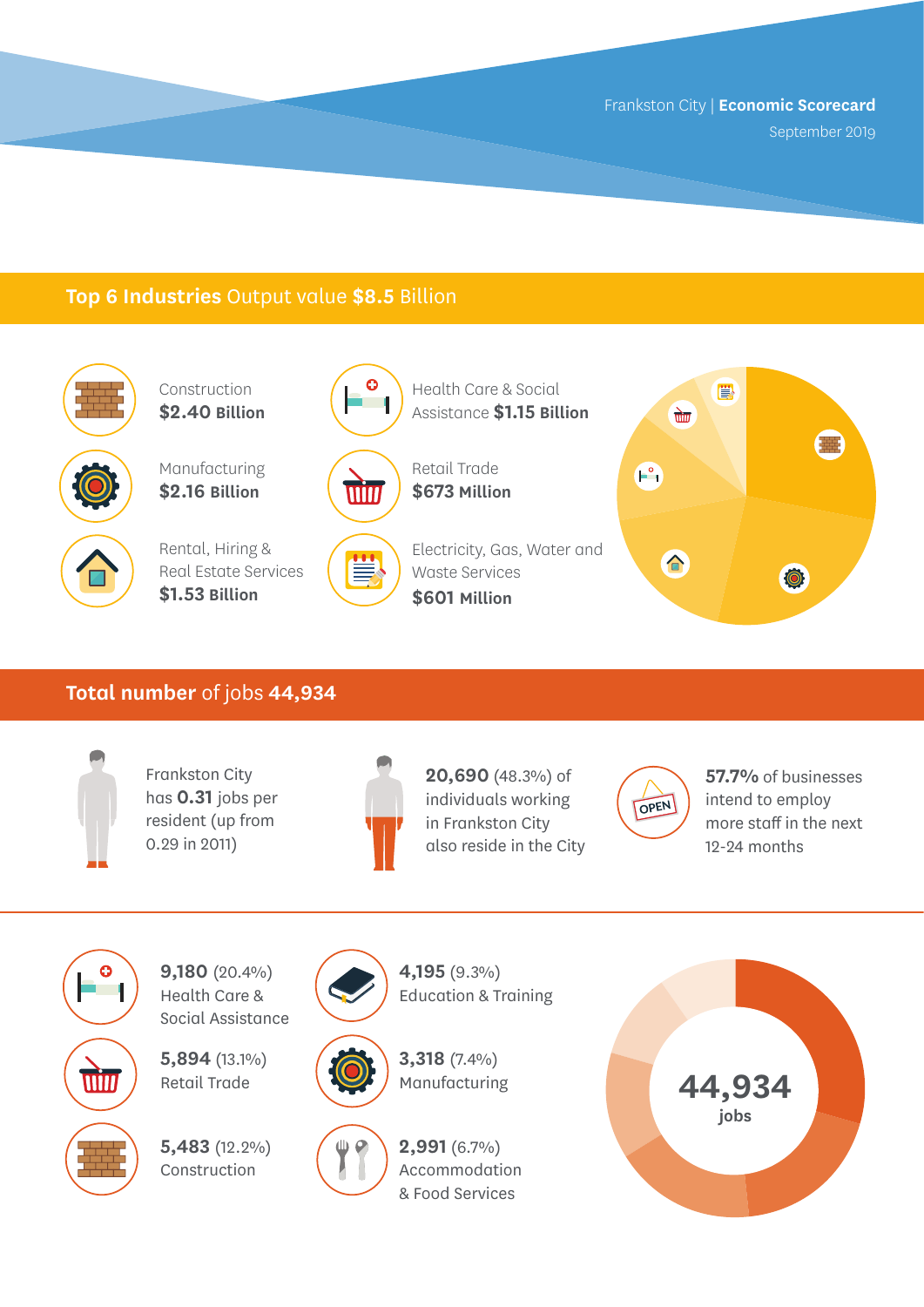Frankston City | **Economic Scorecard**

September 2019

## **Top 6 Industries** Output value **$8.5** Billion

Construction
**$2.40 Billion**

Manufacturing
**$2.16 Billion**

Rental, Hiring & Real Estate Services
**$1.53 Billion**

Health Care & Social Assistance **$1.15 Billion**

Retail Trade
**$673 Million**

Electricity, Gas, Water and Waste Services
**$601 Million**

## **Total number** of jobs **44,934**

Frankston City has **0.31** jobs per resident (up from 0.29 in 2011)

**20,690** (48.3%) of individuals working in Frankston City also reside in the City

**57.7%** of businesses intend to employ more staff in the next 12-24 months

**9,180** (20.4%)
Health Care & Social Assistance

**5,894** (13.1%)
Retail Trade

**5,483** (12.2%)
Construction

**4,195** (9.3%)
Education & Training

**3,318** (7.4%)
Manufacturing

**2,991** (6.7%)
Accommodation & Food Services

**44,934** jobs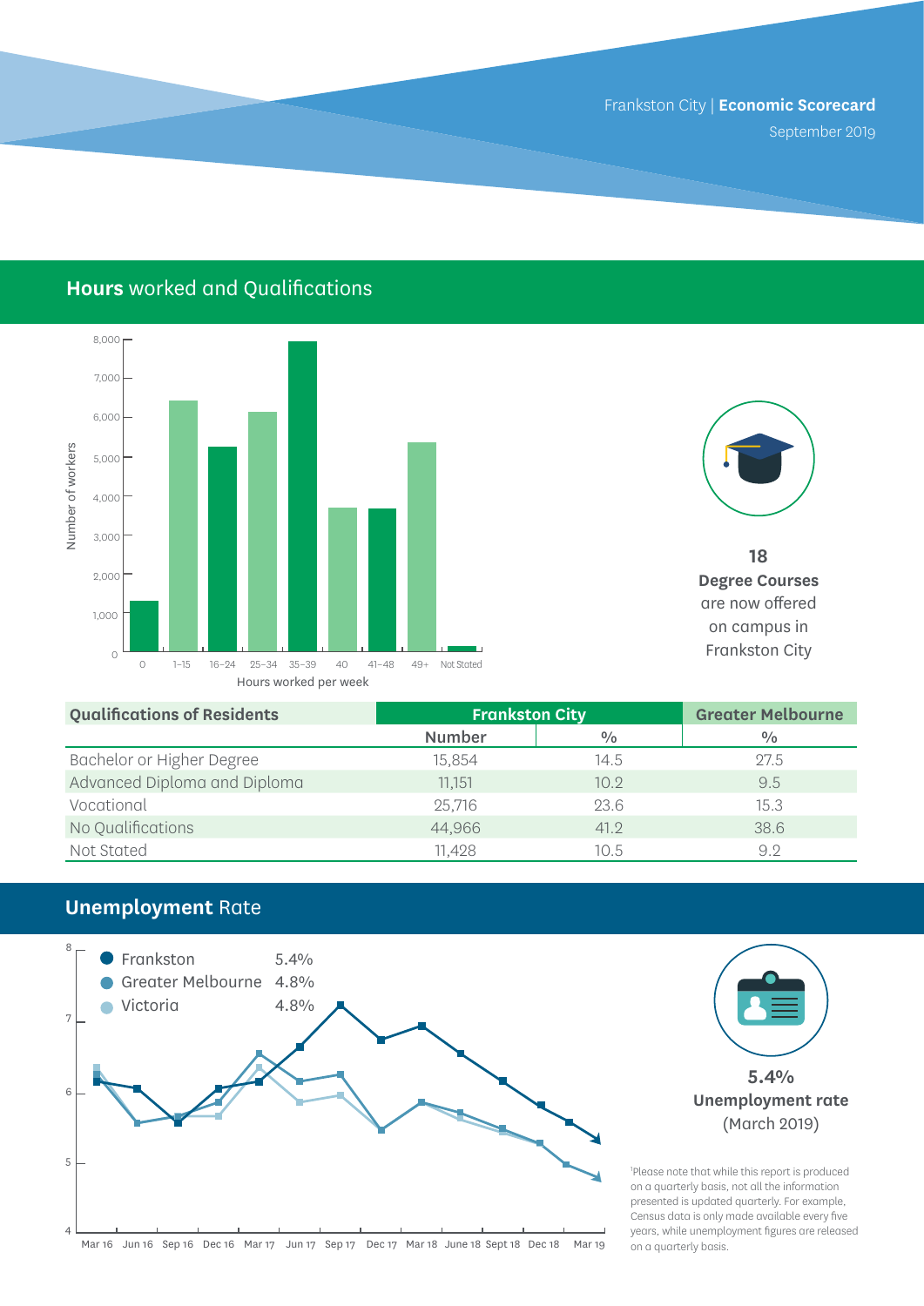## **Hours** worked and Qualifications

Number of workers

Hours worked per week

**18**
**Degree Courses**
are now offered
on campus in
Frankston City

| Qualifications of Residents | Frankston City | | Greater Melbourne |
|---|---|---|---|
| | Number | % | % |
| Bachelor or Higher Degree | 15,854 | 14.5 | 27.5 |
| Advanced Diploma and Diploma | 11,151 | 10.2 | 9.5 |
| Vocational | 25,716 | 23.6 | 15.3 |
| No Qualifications | 44,966 | 41.2 | 38.6 |
| Not Stated | 11,428 | 10.5 | 9.2 |

## **Unemployment** Rate

| | |
|---|---|
| Frankston | 5.4% |
| Greater Melbourne | 4.8% |
| Victoria | 4.8% |

**5.4%**
**Unemployment rate**
(March 2019)

[1]Please note that while this report is produced on a quarterly basis, not all the information presented is updated quarterly. For example, Census data is only made available every five years, while unemployment figures are released on a quarterly basis.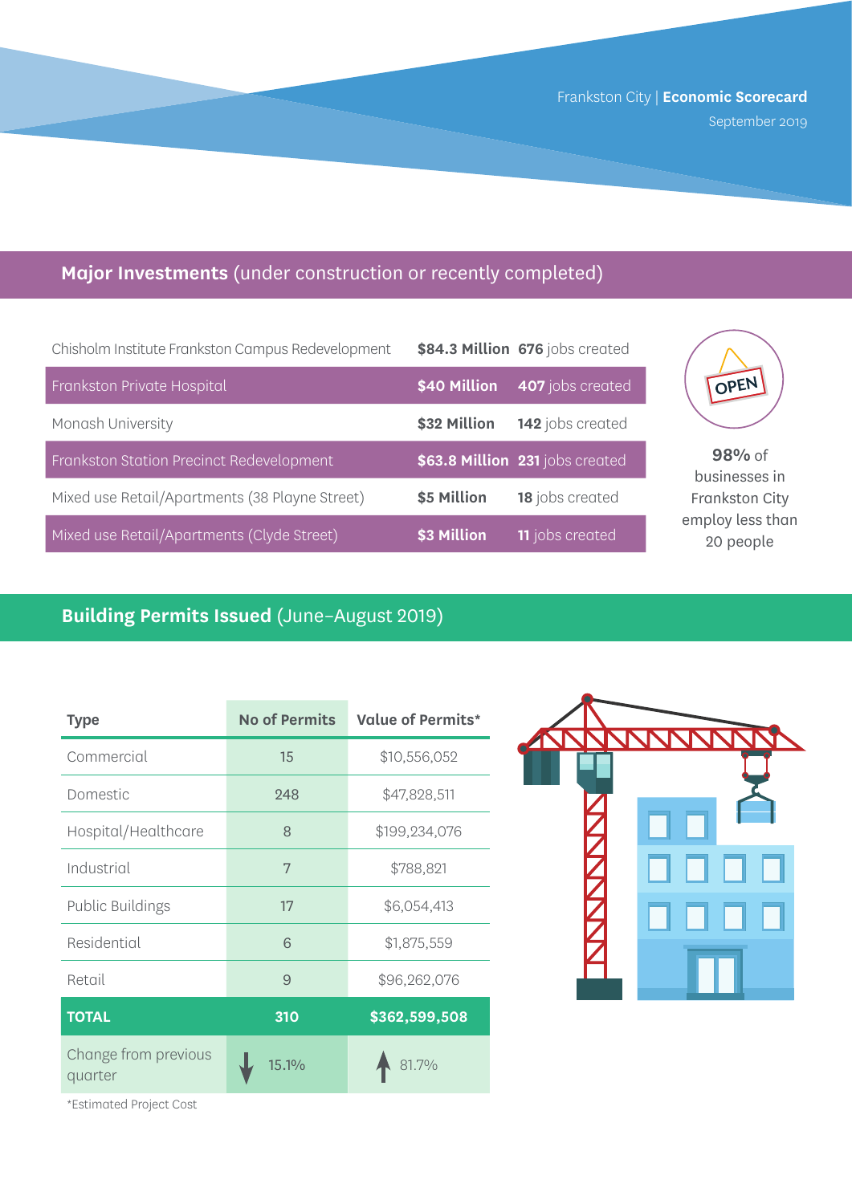Frankston City | **Economic Scorecard**
September 2019

## Major Investments (under construction or recently completed)

| | | |
|---|---|---|
| Chisholm Institute Frankston Campus Redevelopment | **$84.3 Million** | **676** jobs created |
| Frankston Private Hospital | **$40 Million** | **407** jobs created |
| Monash University | **$32 Million** | **142** jobs created |
| Frankston Station Precinct Redevelopment | **$63.8 Million** | **231** jobs created |
| Mixed use Retail/Apartments (38 Playne Street) | **$5 Million** | **18** jobs created |
| Mixed use Retail/Apartments (Clyde Street) | **$3 Million** | **11** jobs created |

OPEN

**98%** of businesses in Frankston City employ less than 20 people

## Building Permits Issued (June–August 2019)

| Type | No of Permits | Value of Permits* |
|---|---|---|
| Commercial | 15 | $10,556,052 |
| Domestic | 248 | $47,828,511 |
| Hospital/Healthcare | 8 | $199,234,076 |
| Industrial | 7 | $788,821 |
| Public Buildings | 17 | $6,054,413 |
| Residential | 6 | $1,875,559 |
| Retail | 9 | $96,262,076 |
| **TOTAL** | **310** | **$362,599,508** |
| Change from previous quarter | ↓ 15.1% | ↑ 81.7% |

*Estimated Project Cost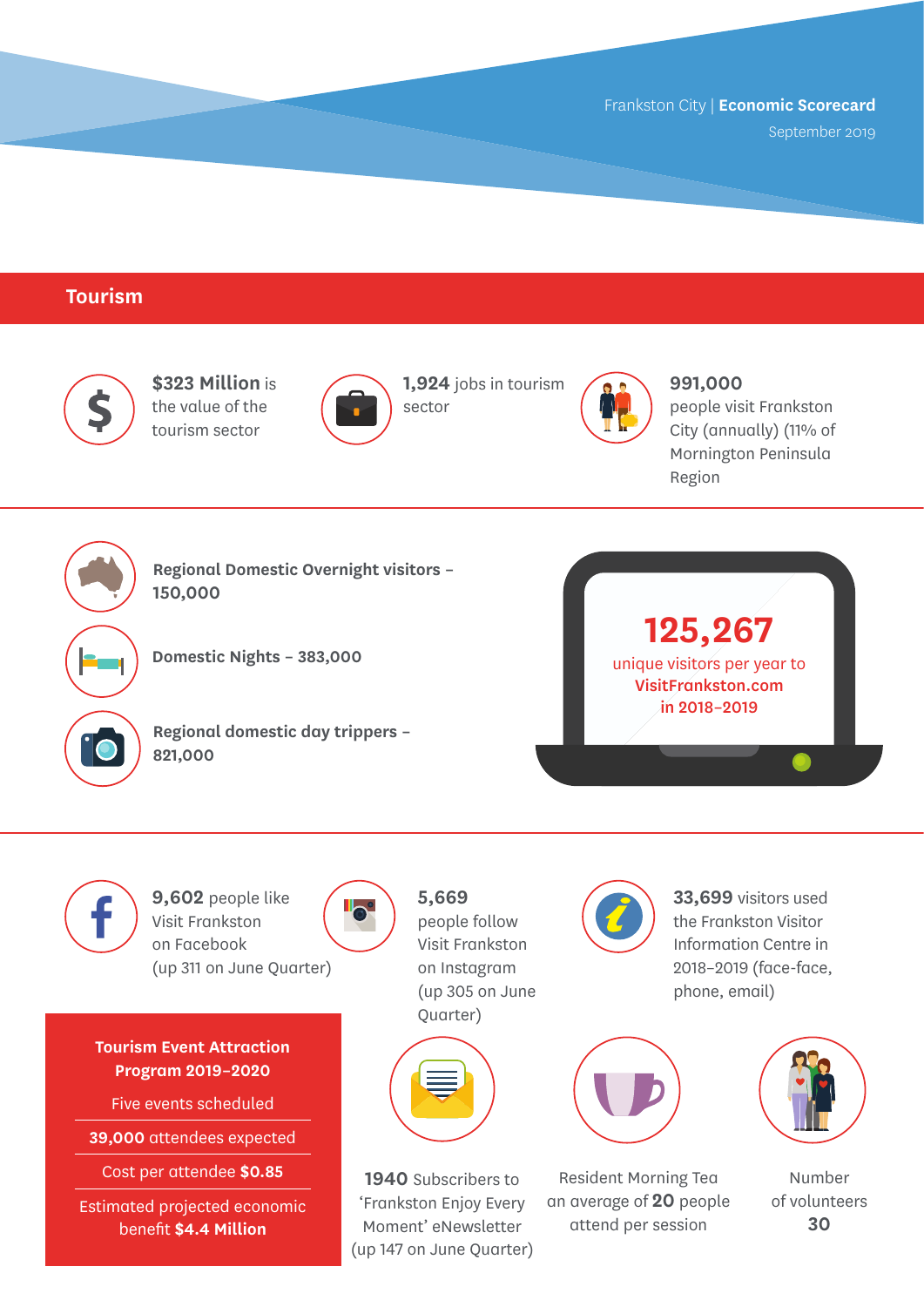Frankston City | **Economic Scorecard**
September 2019

## Tourism

**$323 Million** is the value of the tourism sector

**1,924** jobs in tourism sector

**991,000** people visit Frankston City (annually) (11% of Mornington Peninsula Region

**Regional Domestic Overnight visitors – 150,000**

**Domestic Nights – 383,000**

**Regional domestic day trippers – 821,000**

**125,267** unique visitors per year to **VisitFrankston.com in 2018–2019**

**9,602** people like Visit Frankston on Facebook (up 311 on June Quarter)

**5,669** people follow Visit Frankston on Instagram (up 305 on June Quarter)

**33,699** visitors used the Frankston Visitor Information Centre in 2018–2019 (face-face, phone, email)

**Tourism Event Attraction Program 2019–2020**

- Five events scheduled
- **39,000** attendees expected
- Cost per attendee **$0.85**
- Estimated projected economic benefit **$4.4 Million**

**1940** Subscribers to 'Frankston Enjoy Every Moment' eNewsletter (up 147 on June Quarter)

Resident Morning Tea an average of **20** people attend per session

Number of volunteers **30**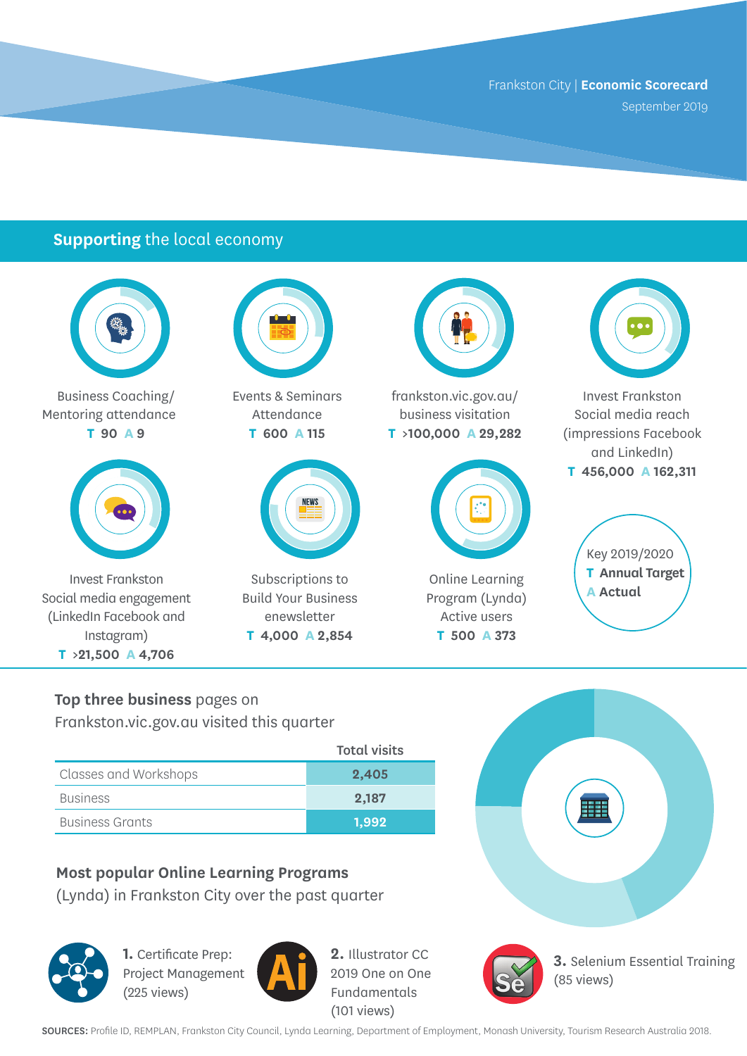Frankston City | **Economic Scorecard**

September 2019

## **Supporting** the local economy

Business Coaching/ Mentoring attendance
**T 90 A 9**

Events & Seminars Attendance
**T 600 A 115**

frankston.vic.gov.au/ business visitation
**T >100,000 A 29,282**

Invest Frankston Social media reach (impressions Facebook and LinkedIn)
**T 456,000 A 162,311**

Invest Frankston Social media engagement (LinkedIn Facebook and Instagram)
**T >21,500 A 4,706**

Subscriptions to Build Your Business enewsletter
**T 4,000 A 2,854**

Online Learning Program (Lynda) Active users
**T 500 A 373**

Key 2019/2020
**T Annual Target**
**A Actual**

### **Top three business** pages on Frankston.vic.gov.au visited this quarter

| | Total visits |
|---|---|
| Classes and Workshops | 2,405 |
| Business | 2,187 |
| Business Grants | 1,992 |

### **Most popular Online Learning Programs** (Lynda) in Frankston City over the past quarter

**1.** Certificate Prep: Project Management (225 views)

**2.** Illustrator CC 2019 One on One Fundamentals (101 views)

**3.** Selenium Essential Training (85 views)

**SOURCES:** Profile ID, REMPLAN, Frankston City Council, Lynda Learning, Department of Employment, Monash University, Tourism Research Australia 2018.